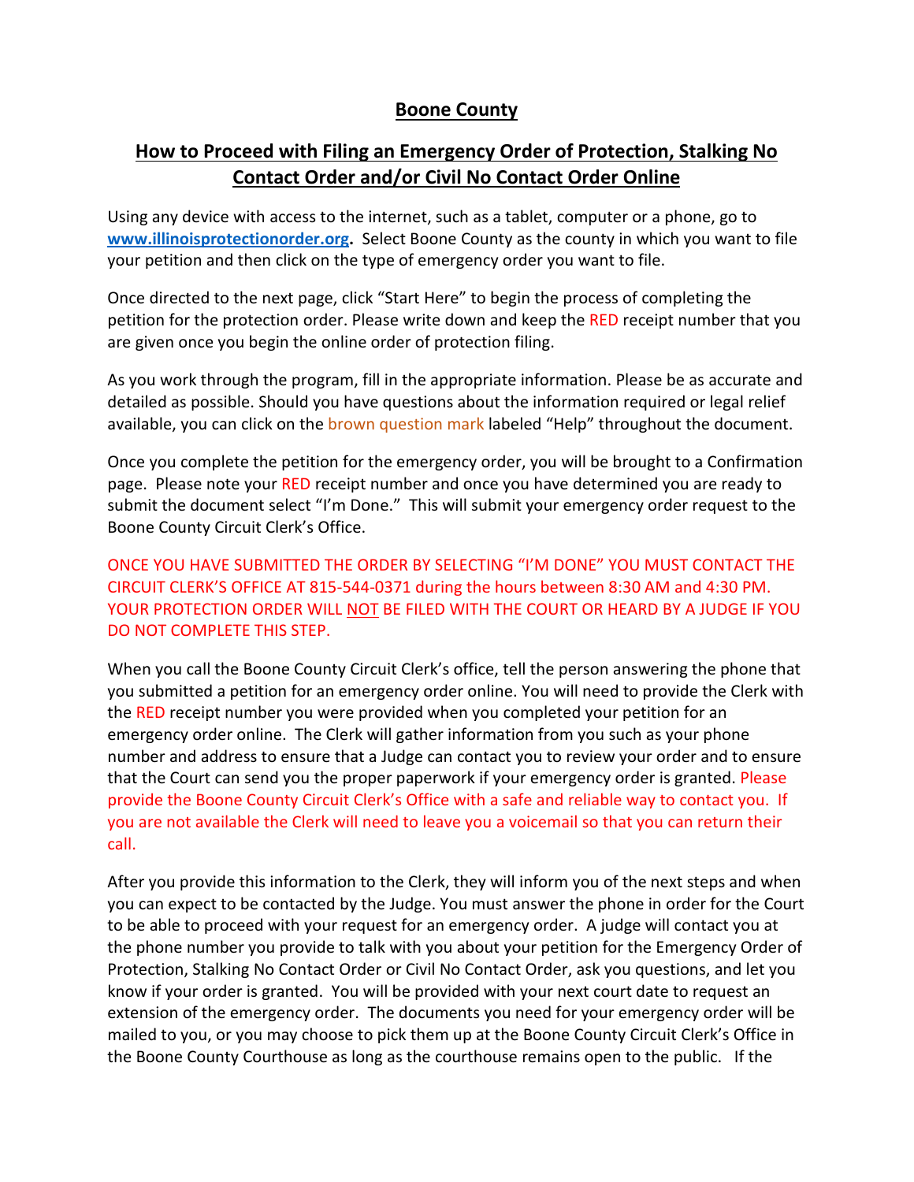## Boone County

## How to Proceed with Filing an Emergency Order of Protection, Stalking No Contact Order and/or Civil No Contact Order Online

Using any device with access to the internet, such as a tablet, computer or a phone, go to **www.illinoisprotectionorder.org.** Select Boone County as the county in which you want to file your petition and then click on the type of emergency order you want to file.

Once directed to the next page, click "Start Here" to begin the process of completing the petition for the protection order. Please write down and keep the RED receipt number that you are given once you begin the online order of protection filing.

As you work through the program, fill in the appropriate information. Please be as accurate and detailed as possible. Should you have questions about the information required or legal relief available, you can click on the brown question mark labeled "Help" throughout the document.

Once you complete the petition for the emergency order, you will be brought to a Confirmation page. Please note your RED receipt number and once you have determined you are ready to submit the document select "I'm Done." This will submit your emergency order request to the Boone County Circuit Clerk's Office.

ONCE YOU HAVE SUBMITTED THE ORDER BY SELECTING "I'M DONE" YOU MUST CONTACT THE CIRCUIT CLERK'S OFFICE AT 815-544-0371 during the hours between 8:30 AM and 4:30 PM. YOUR PROTECTION ORDER WILL NOT BE FILED WITH THE COURT OR HEARD BY A JUDGE IF YOU DO NOT COMPLETE THIS STEP.

When you call the Boone County Circuit Clerk's office, tell the person answering the phone that you submitted a petition for an emergency order online. You will need to provide the Clerk with the RED receipt number you were provided when you completed your petition for an emergency order online. The Clerk will gather information from you such as your phone number and address to ensure that a Judge can contact you to review your order and to ensure that the Court can send you the proper paperwork if your emergency order is granted. Please provide the Boone County Circuit Clerk's Office with a safe and reliable way to contact you. If you are not available the Clerk will need to leave you a voicemail so that you can return their call.

After you provide this information to the Clerk, they will inform you of the next steps and when you can expect to be contacted by the Judge. You must answer the phone in order for the Court to be able to proceed with your request for an emergency order. A judge will contact you at the phone number you provide to talk with you about your petition for the Emergency Order of Protection, Stalking No Contact Order or Civil No Contact Order, ask you questions, and let you know if your order is granted. You will be provided with your next court date to request an extension of the emergency order. The documents you need for your emergency order will be mailed to you, or you may choose to pick them up at the Boone County Circuit Clerk's Office in the Boone County Courthouse as long as the courthouse remains open to the public. If the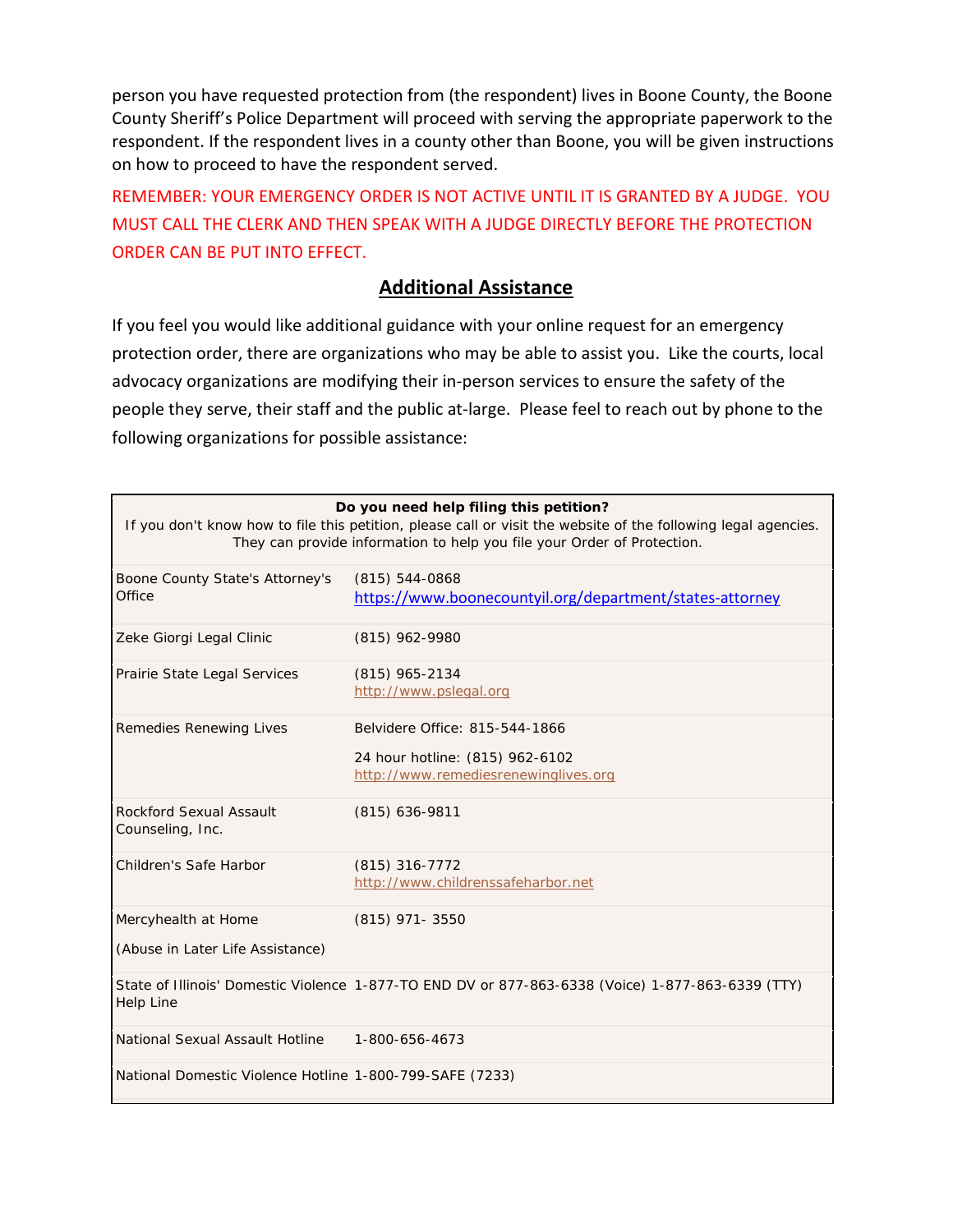person you have requested protection from (the respondent) lives in Boone County, the Boone County Sheriff's Police Department will proceed with serving the appropriate paperwork to the respondent. If the respondent lives in a county other than Boone, you will be given instructions on how to proceed to have the respondent served.

REMEMBER: YOUR EMERGENCY ORDER IS NOT ACTIVE UNTIL IT IS GRANTED BY A JUDGE. YOU MUST CALL THE CLERK AND THEN SPEAK WITH A JUDGE DIRECTLY BEFORE THE PROTECTION ORDER CAN BE PUT INTO EFFECT.

## Additional Assistance

If you feel you would like additional guidance with your online request for an emergency protection order, there are organizations who may be able to assist you. Like the courts, local advocacy organizations are modifying their in-person services to ensure the safety of the people they serve, their staff and the public at-large. Please feel to reach out by phone to the following organizations for possible assistance:

**Do you need help filing this petition?**
If you don't know how to file this petition, please call or visit the website of the following legal agencies. They can provide information to help you file your Order of Protection.

| Organization | Contact |
|---|---|
| Boone County State's Attorney's Office | (815) 544-0868 https://www.boonecountyil.org/department/states-attorney |
| Zeke Giorgi Legal Clinic | (815) 962-9980 |
| Prairie State Legal Services | (815) 965-2134 http://www.pslegal.org |
| Remedies Renewing Lives | Belvidere Office: 815-544-1866<br>24 hour hotline: (815) 962-6102 http://www.remediesrenewinglives.org |
| Rockford Sexual Assault Counseling, Inc. | (815) 636-9811 |
| Children's Safe Harbor | (815) 316-7772 http://www.childrenssafeharbor.net |
| Mercyhealth at Home<br>(Abuse in Later Life Assistance) | (815) 971- 3550 |
| State of Illinois' Domestic Violence Help Line | 1-877-TO END DV or 877-863-6338 (Voice) 1-877-863-6339 (TTY) |
| National Sexual Assault Hotline | 1-800-656-4673 |
| National Domestic Violence Hotline | 1-800-799-SAFE (7233) |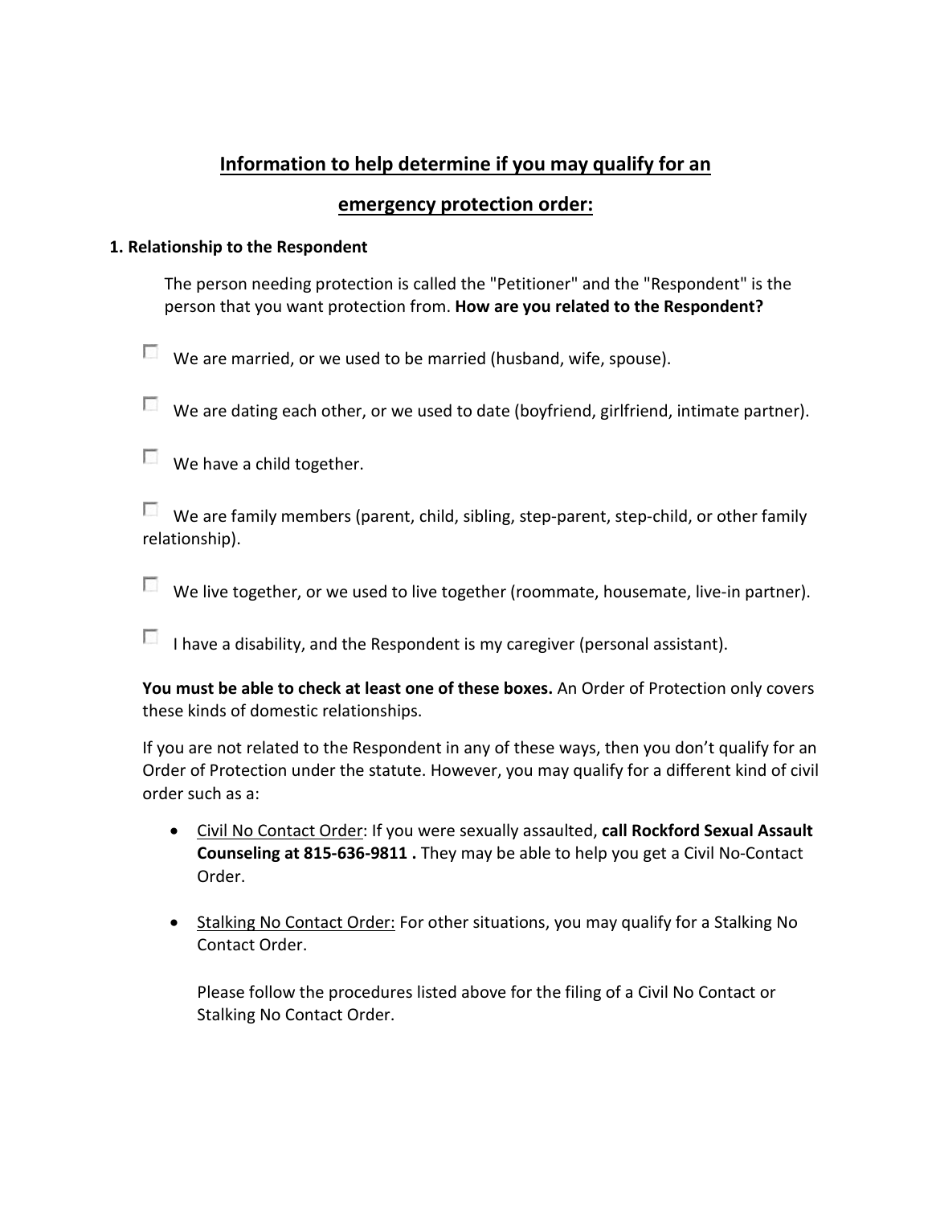## Information to help determine if you may qualify for an emergency protection order:

**1. Relationship to the Respondent**

The person needing protection is called the "Petitioner" and the "Respondent" is the person that you want protection from. **How are you related to the Respondent?**

- [ ] We are married, or we used to be married (husband, wife, spouse).
- [ ] We are dating each other, or we used to date (boyfriend, girlfriend, intimate partner).
- [ ] We have a child together.
- [ ] We are family members (parent, child, sibling, step-parent, step-child, or other family relationship).
- [ ] We live together, or we used to live together (roommate, housemate, live-in partner).
- [ ] I have a disability, and the Respondent is my caregiver (personal assistant).

**You must be able to check at least one of these boxes.** An Order of Protection only covers these kinds of domestic relationships.

If you are not related to the Respondent in any of these ways, then you don't qualify for an Order of Protection under the statute. However, you may qualify for a different kind of civil order such as a:

- Civil No Contact Order: If you were sexually assaulted, **call Rockford Sexual Assault Counseling at 815-636-9811 .** They may be able to help you get a Civil No-Contact Order.

- Stalking No Contact Order: For other situations, you may qualify for a Stalking No Contact Order.

  Please follow the procedures listed above for the filing of a Civil No Contact or Stalking No Contact Order.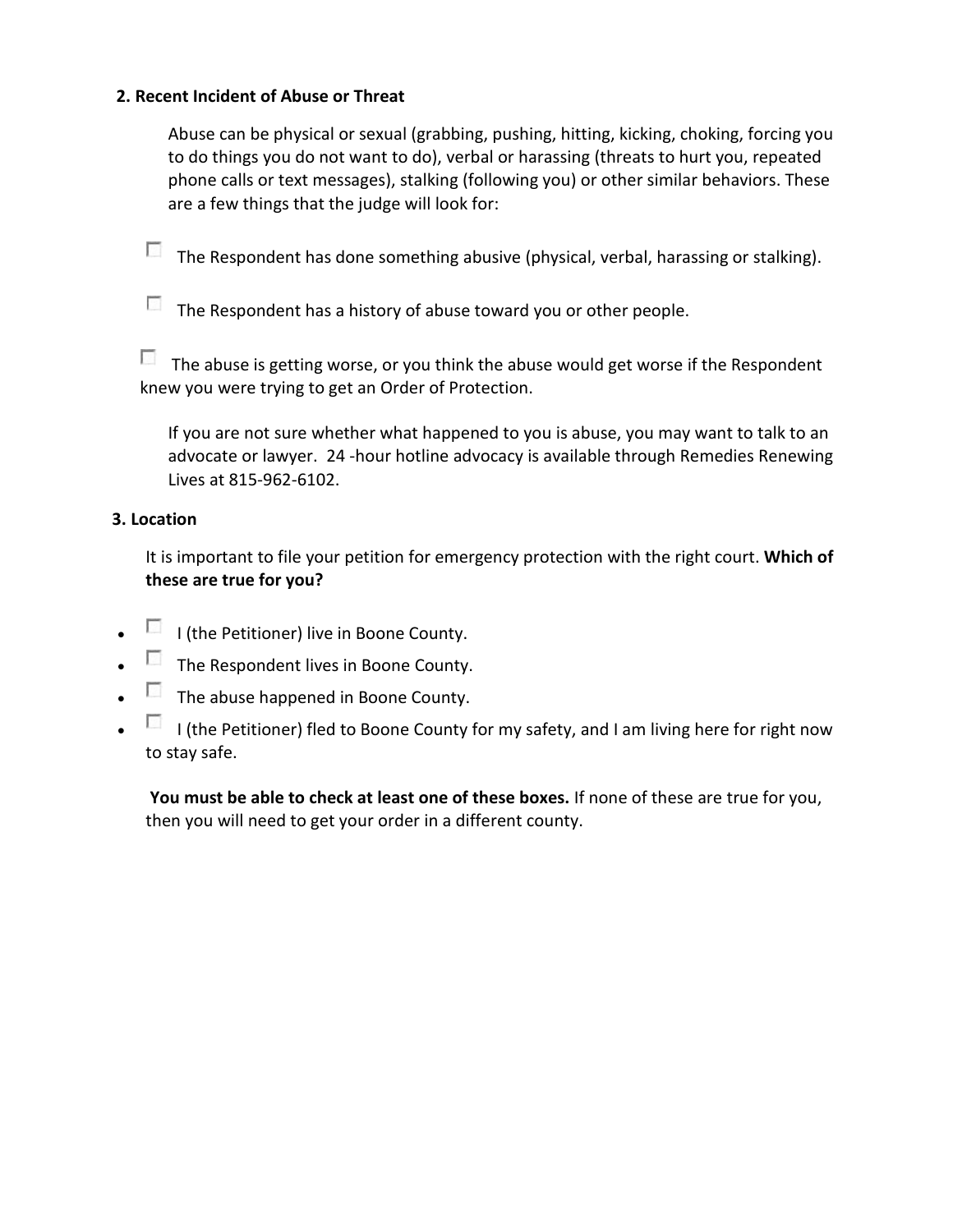**2. Recent Incident of Abuse or Threat**

Abuse can be physical or sexual (grabbing, pushing, hitting, kicking, choking, forcing you to do things you do not want to do), verbal or harassing (threats to hurt you, repeated phone calls or text messages), stalking (following you) or other similar behaviors. These are a few things that the judge will look for:

☐ The Respondent has done something abusive (physical, verbal, harassing or stalking).

☐ The Respondent has a history of abuse toward you or other people.

☐ The abuse is getting worse, or you think the abuse would get worse if the Respondent knew you were trying to get an Order of Protection.

If you are not sure whether what happened to you is abuse, you may want to talk to an advocate or lawyer. 24 -hour hotline advocacy is available through Remedies Renewing Lives at 815-962-6102.

**3. Location**

It is important to file your petition for emergency protection with the right court. **Which of these are true for you?**

- ☐ I (the Petitioner) live in Boone County.
- ☐ The Respondent lives in Boone County.
- ☐ The abuse happened in Boone County.
- ☐ I (the Petitioner) fled to Boone County for my safety, and I am living here for right now to stay safe.

**You must be able to check at least one of these boxes.** If none of these are true for you, then you will need to get your order in a different county.